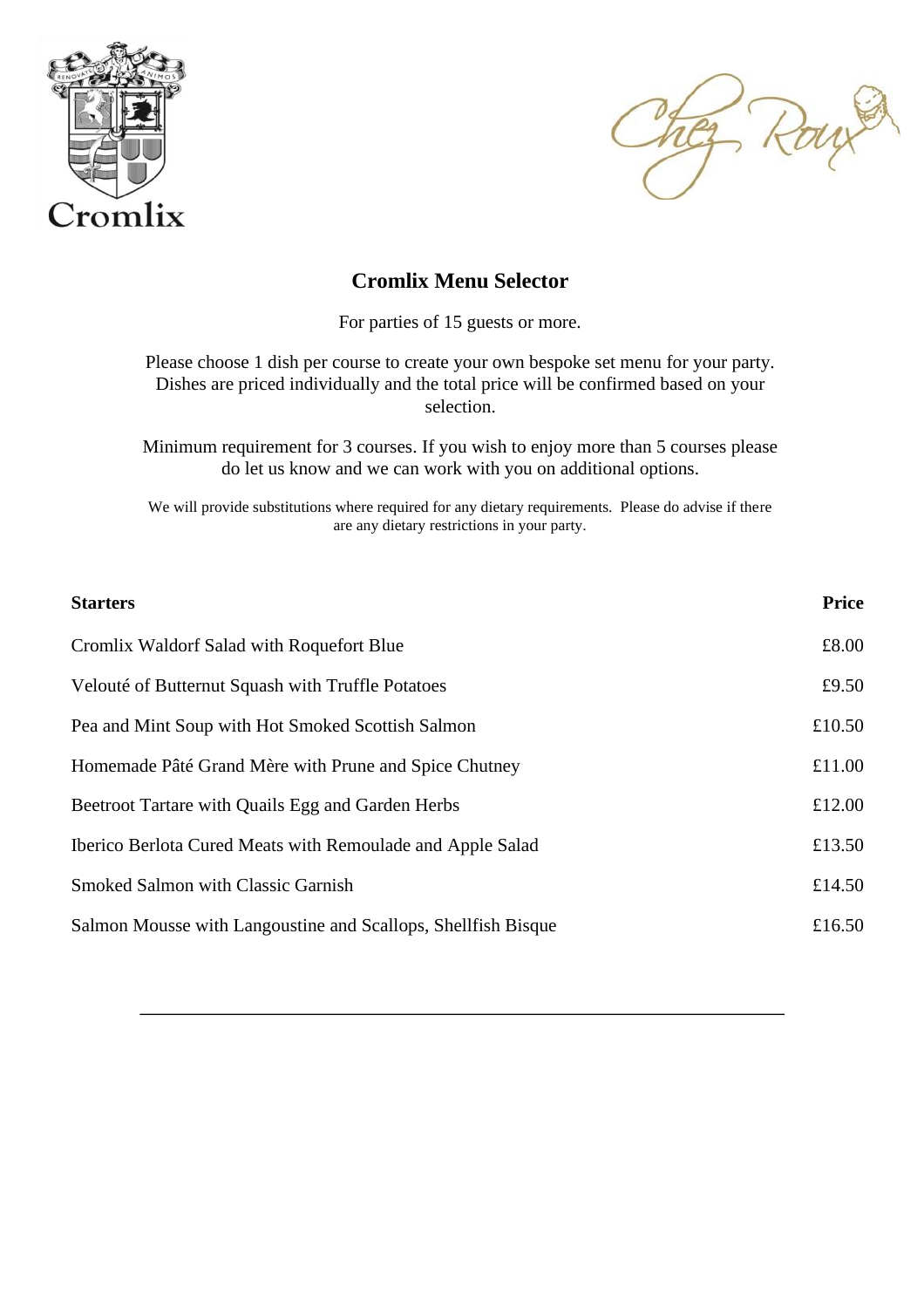Cromlix

Chez Roux

# Cromlix Menu Selector

For parties of 15 guests or more.

Please choose 1 dish per course to create your own bespoke set menu for your party. Dishes are priced individually and the total price will be confirmed based on your selection.

Minimum requirement for 3 courses. If you wish to enjoy more than 5 courses please do let us know and we can work with you on additional options.

We will provide substitutions where required for any dietary requirements. Please do advise if there are any dietary restrictions in your party.

| **Starters** | **Price** |
|---|---|
| Cromlix Waldorf Salad with Roquefort Blue | £8.00 |
| Velouté of Butternut Squash with Truffle Potatoes | £9.50 |
| Pea and Mint Soup with Hot Smoked Scottish Salmon | £10.50 |
| Homemade Pâté Grand Mère with Prune and Spice Chutney | £11.00 |
| Beetroot Tartare with Quails Egg and Garden Herbs | £12.00 |
| Iberico Berlota Cured Meats with Remoulade and Apple Salad | £13.50 |
| Smoked Salmon with Classic Garnish | £14.50 |
| Salmon Mousse with Langoustine and Scallops, Shellfish Bisque | £16.50 |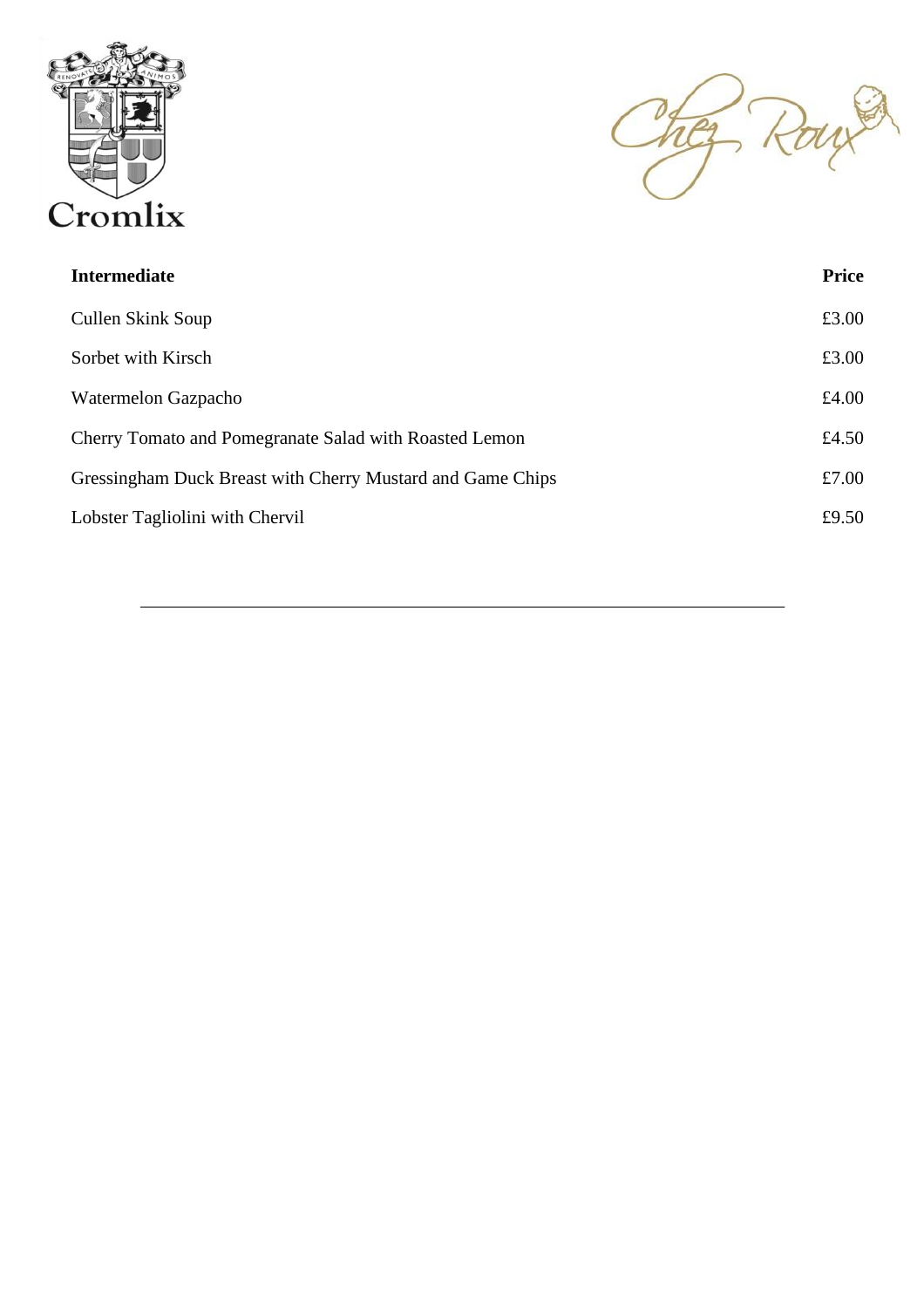Cromlix

Chez Roux

| **Intermediate** | **Price** |
| --- | --- |
| Cullen Skink Soup | £3.00 |
| Sorbet with Kirsch | £3.00 |
| Watermelon Gazpacho | £4.00 |
| Cherry Tomato and Pomegranate Salad with Roasted Lemon | £4.50 |
| Gressingham Duck Breast with Cherry Mustard and Game Chips | £7.00 |
| Lobster Tagliolini with Chervil | £9.50 |

---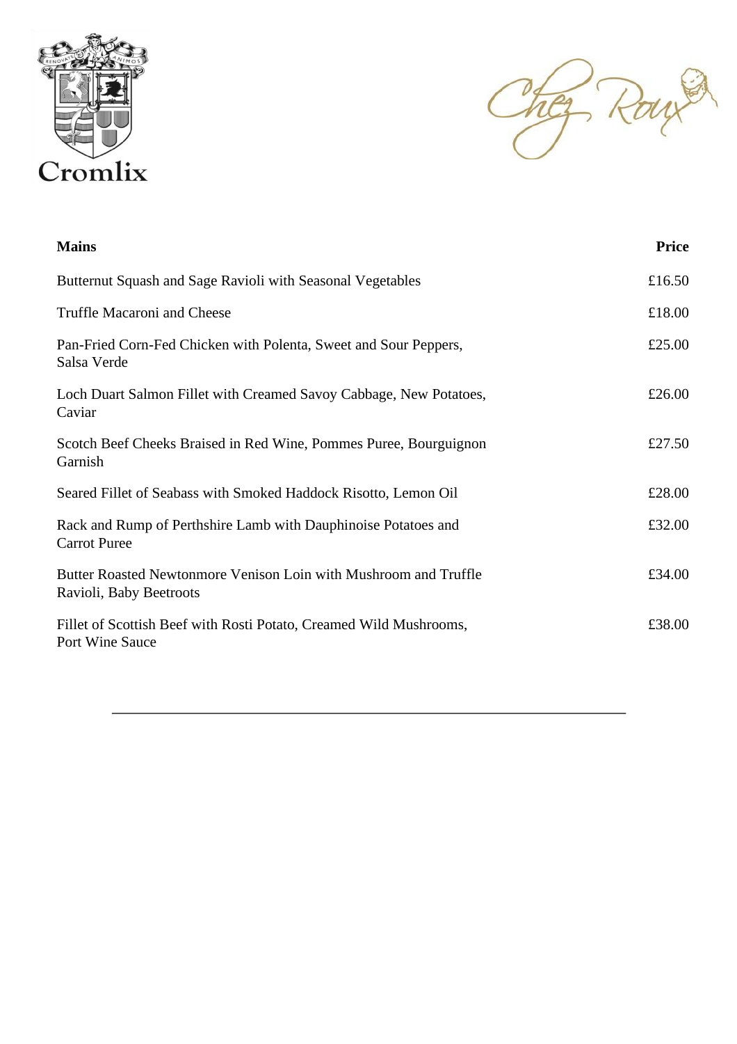Cromlix

Chez Roux

| Mains | Price |
|---|---|
| Butternut Squash and Sage Ravioli with Seasonal Vegetables | £16.50 |
| Truffle Macaroni and Cheese | £18.00 |
| Pan-Fried Corn-Fed Chicken with Polenta, Sweet and Sour Peppers, Salsa Verde | £25.00 |
| Loch Duart Salmon Fillet with Creamed Savoy Cabbage, New Potatoes, Caviar | £26.00 |
| Scotch Beef Cheeks Braised in Red Wine, Pommes Puree, Bourguignon Garnish | £27.50 |
| Seared Fillet of Seabass with Smoked Haddock Risotto, Lemon Oil | £28.00 |
| Rack and Rump of Perthshire Lamb with Dauphinoise Potatoes and Carrot Puree | £32.00 |
| Butter Roasted Newtonmore Venison Loin with Mushroom and Truffle Ravioli, Baby Beetroots | £34.00 |
| Fillet of Scottish Beef with Rosti Potato, Creamed Wild Mushrooms, Port Wine Sauce | £38.00 |

---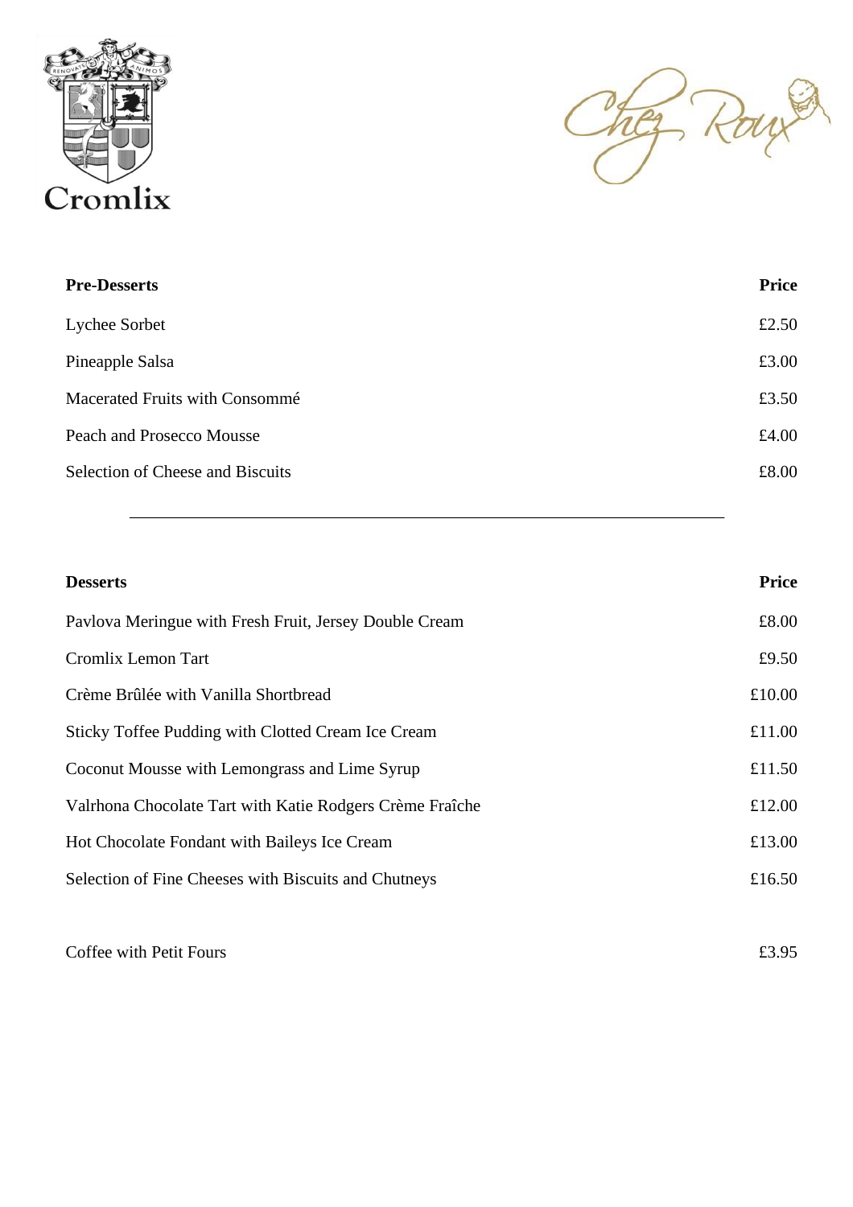Cromlix

Chez Roux

| Pre-Desserts | Price |
| --- | --- |
| Lychee Sorbet | £2.50 |
| Pineapple Salsa | £3.00 |
| Macerated Fruits with Consommé | £3.50 |
| Peach and Prosecco Mousse | £4.00 |
| Selection of Cheese and Biscuits | £8.00 |

---

| Desserts | Price |
| --- | --- |
| Pavlova Meringue with Fresh Fruit, Jersey Double Cream | £8.00 |
| Cromlix Lemon Tart | £9.50 |
| Crème Brûlée with Vanilla Shortbread | £10.00 |
| Sticky Toffee Pudding with Clotted Cream Ice Cream | £11.00 |
| Coconut Mousse with Lemongrass and Lime Syrup | £11.50 |
| Valrhona Chocolate Tart with Katie Rodgers Crème Fraîche | £12.00 |
| Hot Chocolate Fondant with Baileys Ice Cream | £13.00 |
| Selection of Fine Cheeses with Biscuits and Chutneys | £16.50 |
| Coffee with Petit Fours | £3.95 |